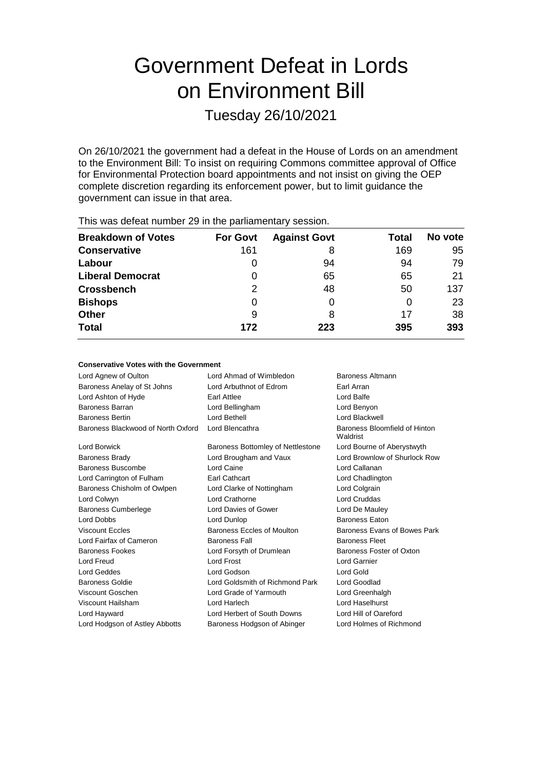# Government Defeat in Lords on Environment Bill

Tuesday 26/10/2021

On 26/10/2021 the government had a defeat in the House of Lords on an amendment to the Environment Bill: To insist on requiring Commons committee approval of Office for Environmental Protection board appointments and not insist on giving the OEP complete discretion regarding its enforcement power, but to limit guidance the government can issue in that area.

This was defeat number 29 in the parliamentary session.

| Breakdown of Votes | For Govt | Against Govt | Total | No vote |
|---|---|---|---|---|
| **Conservative** | 161 | 8 | 169 | 95 |
| **Labour** | 0 | 94 | 94 | 79 |
| **Liberal Democrat** | 0 | 65 | 65 | 21 |
| **Crossbench** | 2 | 48 | 50 | 137 |
| **Bishops** | 0 | 0 | 0 | 23 |
| **Other** | 9 | 8 | 17 | 38 |
| **Total** | **172** | **223** | **395** | **393** |

**Conservative Votes with the Government**

| | | |
|---|---|---|
| Lord Agnew of Oulton | Lord Ahmad of Wimbledon | Baroness Altmann |
| Baroness Anelay of St Johns | Lord Arbuthnot of Edrom | Earl Arran |
| Lord Ashton of Hyde | Earl Attlee | Lord Balfe |
| Baroness Barran | Lord Bellingham | Lord Benyon |
| Baroness Bertin | Lord Bethell | Lord Blackwell |
| Baroness Blackwood of North Oxford | Lord Blencathra | Baroness Bloomfield of Hinton Waldrist |
| Lord Borwick | Baroness Bottomley of Nettlestone | Lord Bourne of Aberystwyth |
| Baroness Brady | Lord Brougham and Vaux | Lord Brownlow of Shurlock Row |
| Baroness Buscombe | Lord Caine | Lord Callanan |
| Lord Carrington of Fulham | Earl Cathcart | Lord Chadlington |
| Baroness Chisholm of Owlpen | Lord Clarke of Nottingham | Lord Colgrain |
| Lord Colwyn | Lord Crathorne | Lord Cruddas |
| Baroness Cumberlege | Lord Davies of Gower | Lord De Mauley |
| Lord Dobbs | Lord Dunlop | Baroness Eaton |
| Viscount Eccles | Baroness Eccles of Moulton | Baroness Evans of Bowes Park |
| Lord Fairfax of Cameron | Baroness Fall | Baroness Fleet |
| Baroness Fookes | Lord Forsyth of Drumlean | Baroness Foster of Oxton |
| Lord Freud | Lord Frost | Lord Garnier |
| Lord Geddes | Lord Godson | Lord Gold |
| Baroness Goldie | Lord Goldsmith of Richmond Park | Lord Goodlad |
| Viscount Goschen | Lord Grade of Yarmouth | Lord Greenhalgh |
| Viscount Hailsham | Lord Harlech | Lord Haselhurst |
| Lord Hayward | Lord Herbert of South Downs | Lord Hill of Oareford |
| Lord Hodgson of Astley Abbotts | Baroness Hodgson of Abinger | Lord Holmes of Richmond |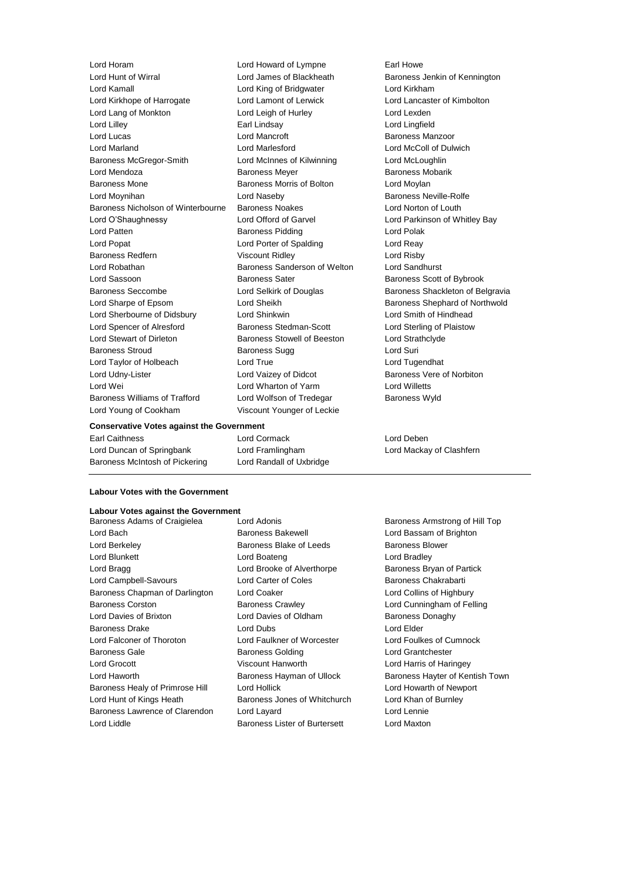Lord Horam
Lord Howard of Lympne
Earl Howe
Lord Hunt of Wirral
Lord James of Blackheath
Baroness Jenkin of Kennington
Lord Kamall
Lord King of Bridgwater
Lord Kirkham
Lord Kirkhope of Harrogate
Lord Lamont of Lerwick
Lord Lancaster of Kimbolton
Lord Lang of Monkton
Lord Leigh of Hurley
Lord Lexden
Lord Lilley
Earl Lindsay
Lord Lingfield
Lord Lucas
Lord Mancroft
Baroness Manzoor
Lord Marland
Lord Marlesford
Lord McColl of Dulwich
Baroness McGregor-Smith
Lord McInnes of Kilwinning
Lord McLoughlin
Lord Mendoza
Baroness Meyer
Baroness Mobarik
Baroness Mone
Baroness Morris of Bolton
Lord Moylan
Lord Moynihan
Lord Naseby
Baroness Neville-Rolfe
Baroness Nicholson of Winterbourne
Baroness Noakes
Lord Norton of Louth
Lord O'Shaughnessy
Lord Offord of Garvel
Lord Parkinson of Whitley Bay
Lord Patten
Baroness Pidding
Lord Polak
Lord Popat
Lord Porter of Spalding
Lord Reay
Baroness Redfern
Viscount Ridley
Lord Risby
Lord Robathan
Baroness Sanderson of Welton
Lord Sandhurst
Lord Sassoon
Baroness Sater
Baroness Scott of Bybrook
Baroness Seccombe
Lord Selkirk of Douglas
Baroness Shackleton of Belgravia
Lord Sharpe of Epsom
Lord Sheikh
Baroness Shephard of Northwold
Lord Sherbourne of Didsbury
Lord Shinkwin
Lord Smith of Hindhead
Lord Spencer of Alresford
Baroness Stedman-Scott
Lord Sterling of Plaistow
Lord Stewart of Dirleton
Baroness Stowell of Beeston
Lord Strathclyde
Baroness Stroud
Baroness Sugg
Lord Suri
Lord Taylor of Holbeach
Lord True
Lord Tugendhat
Lord Udny-Lister
Lord Vaizey of Didcot
Baroness Vere of Norbiton
Lord Wei
Lord Wharton of Yarm
Lord Willetts
Baroness Williams of Trafford
Lord Wolfson of Tredegar
Baroness Wyld
Lord Young of Cookham
Viscount Younger of Leckie

**Conservative Votes against the Government**

Earl Caithness
Lord Cormack
Lord Deben
Lord Duncan of Springbank
Lord Framlingham
Lord Mackay of Clashfern
Baroness McIntosh of Pickering
Lord Randall of Uxbridge

**Labour Votes with the Government**

**Labour Votes against the Government**

Baroness Adams of Craigielea
Lord Adonis
Baroness Armstrong of Hill Top
Lord Bach
Baroness Bakewell
Lord Bassam of Brighton
Lord Berkeley
Baroness Blake of Leeds
Baroness Blower
Lord Blunkett
Lord Boateng
Lord Bradley
Lord Bragg
Lord Brooke of Alverthorpe
Baroness Bryan of Partick
Lord Campbell-Savours
Lord Carter of Coles
Baroness Chakrabarti
Baroness Chapman of Darlington
Lord Coaker
Lord Collins of Highbury
Baroness Corston
Baroness Crawley
Lord Cunningham of Felling
Lord Davies of Brixton
Lord Davies of Oldham
Baroness Donaghy
Baroness Drake
Lord Dubs
Lord Elder
Lord Falconer of Thoroton
Lord Faulkner of Worcester
Lord Foulkes of Cumnock
Baroness Gale
Baroness Golding
Lord Grantchester
Lord Grocott
Viscount Hanworth
Lord Harris of Haringey
Lord Haworth
Baroness Hayman of Ullock
Baroness Hayter of Kentish Town
Baroness Healy of Primrose Hill
Lord Hollick
Lord Howarth of Newport
Lord Hunt of Kings Heath
Baroness Jones of Whitchurch
Lord Khan of Burnley
Baroness Lawrence of Clarendon
Lord Layard
Lord Lennie
Lord Liddle
Baroness Lister of Burtersett
Lord Maxton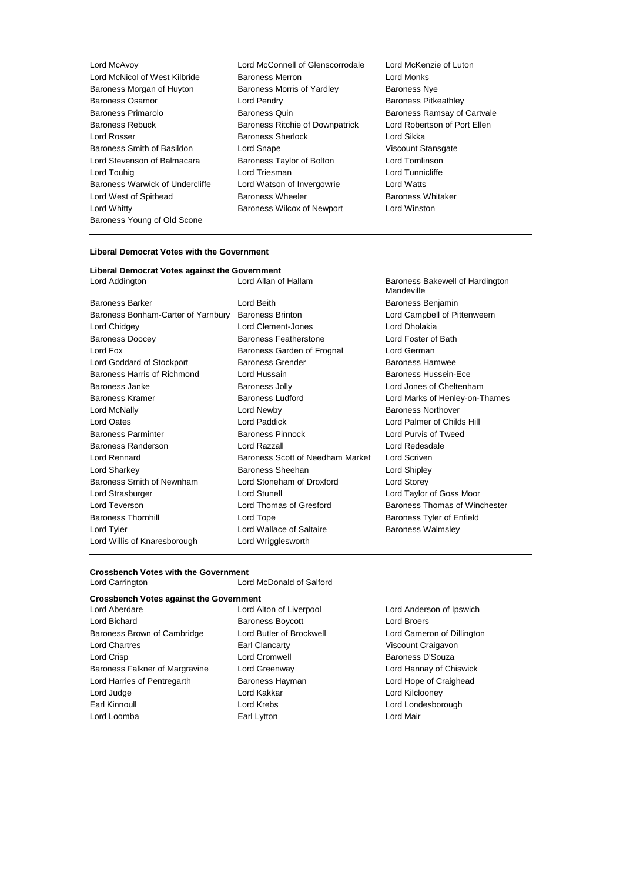Lord McAvoy
Lord McConnell of Glenscorrodale
Lord McKenzie of Luton
Lord McNicol of West Kilbride
Baroness Merron
Lord Monks
Baroness Morgan of Huyton
Baroness Morris of Yardley
Baroness Nye
Baroness Osamor
Lord Pendry
Baroness Pitkeathley
Baroness Primarolo
Baroness Quin
Baroness Ramsay of Cartvale
Baroness Rebuck
Baroness Ritchie of Downpatrick
Lord Robertson of Port Ellen
Lord Rosser
Baroness Sherlock
Lord Sikka
Baroness Smith of Basildon
Lord Snape
Viscount Stansgate
Lord Stevenson of Balmacara
Baroness Taylor of Bolton
Lord Tomlinson
Lord Touhig
Lord Triesman
Lord Tunnicliffe
Baroness Warwick of Undercliffe
Lord Watson of Invergowrie
Lord Watts
Lord West of Spithead
Baroness Wheeler
Baroness Whitaker
Lord Whitty
Baroness Wilcox of Newport
Lord Winston
Baroness Young of Old Scone

**Liberal Democrat Votes with the Government**

**Liberal Democrat Votes against the Government**

Lord Addington
Lord Allan of Hallam
Baroness Bakewell of Hardington Mandeville
Baroness Barker
Lord Beith
Baroness Benjamin
Baroness Bonham-Carter of Yarnbury
Baroness Brinton
Lord Campbell of Pittenweem
Lord Chidgey
Lord Clement-Jones
Lord Dholakia
Baroness Doocey
Baroness Featherstone
Lord Foster of Bath
Lord Fox
Baroness Garden of Frognal
Lord German
Lord Goddard of Stockport
Baroness Grender
Baroness Hamwee
Baroness Harris of Richmond
Lord Hussain
Baroness Hussein-Ece
Baroness Janke
Baroness Jolly
Lord Jones of Cheltenham
Baroness Kramer
Baroness Ludford
Lord Marks of Henley-on-Thames
Lord McNally
Lord Newby
Baroness Northover
Lord Oates
Lord Paddick
Lord Palmer of Childs Hill
Baroness Parminter
Baroness Pinnock
Lord Purvis of Tweed
Baroness Randerson
Lord Razzall
Lord Redesdale
Lord Rennard
Baroness Scott of Needham Market
Lord Scriven
Lord Sharkey
Baroness Sheehan
Lord Shipley
Baroness Smith of Newnham
Lord Stoneham of Droxford
Lord Storey
Lord Strasburger
Lord Stunell
Lord Taylor of Goss Moor
Lord Teverson
Lord Thomas of Gresford
Baroness Thomas of Winchester
Baroness Thornhill
Lord Tope
Baroness Tyler of Enfield
Lord Tyler
Lord Wallace of Saltaire
Baroness Walmsley
Lord Willis of Knaresborough
Lord Wrigglesworth

**Crossbench Votes with the Government**

Lord Carrington
Lord McDonald of Salford

**Crossbench Votes against the Government**

Lord Aberdare
Lord Alton of Liverpool
Lord Anderson of Ipswich
Lord Bichard
Baroness Boycott
Lord Broers
Baroness Brown of Cambridge
Lord Butler of Brockwell
Lord Cameron of Dillington
Lord Chartres
Earl Clancarty
Viscount Craigavon
Lord Crisp
Lord Cromwell
Baroness D'Souza
Baroness Falkner of Margravine
Lord Greenway
Lord Hannay of Chiswick
Lord Harries of Pentregarth
Baroness Hayman
Lord Hope of Craighead
Lord Judge
Lord Kakkar
Lord Kilclooney
Earl Kinnoull
Lord Krebs
Lord Londesborough
Lord Loomba
Earl Lytton
Lord Mair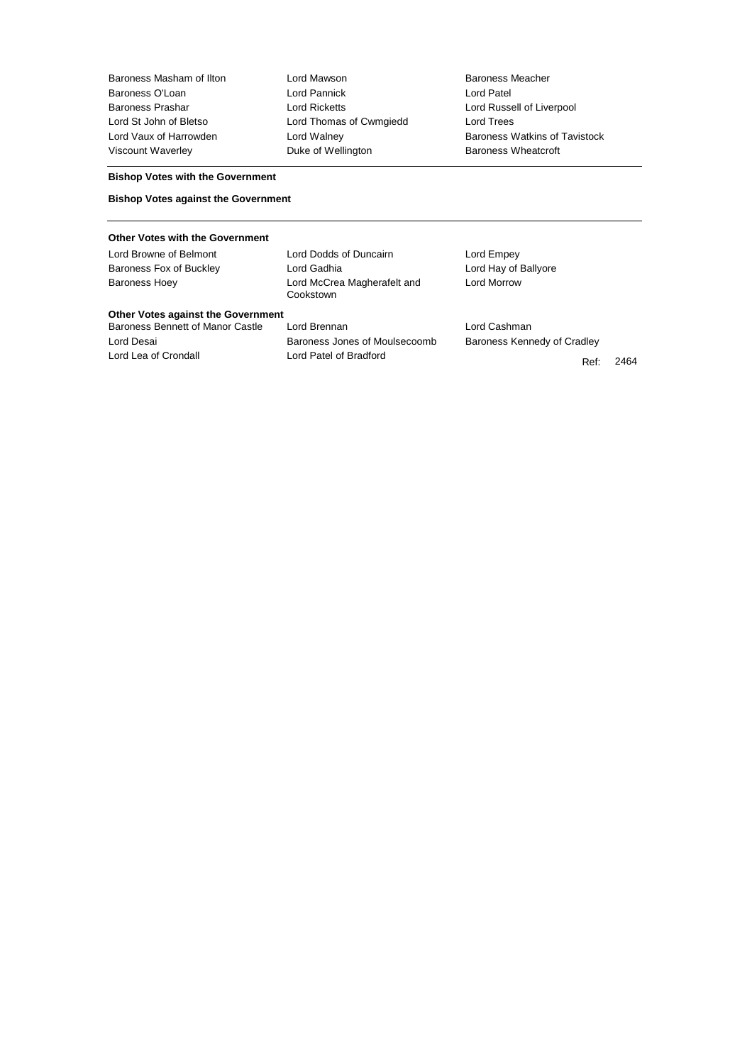Baroness Masham of Ilton
Lord Mawson
Baroness Meacher
Baroness O'Loan
Lord Pannick
Lord Patel
Baroness Prashar
Lord Ricketts
Lord Russell of Liverpool
Lord St John of Bletso
Lord Thomas of Cwmgiedd
Lord Trees
Lord Vaux of Harrowden
Lord Walney
Baroness Watkins of Tavistock
Viscount Waverley
Duke of Wellington
Baroness Wheatcroft

**Bishop Votes with the Government**

**Bishop Votes against the Government**

**Other Votes with the Government**

Lord Browne of Belmont
Lord Dodds of Duncairn
Lord Empey
Baroness Fox of Buckley
Lord Gadhia
Lord Hay of Ballyore
Baroness Hoey
Lord McCrea Magherafelt and Cookstown
Lord Morrow

**Other Votes against the Government**

Baroness Bennett of Manor Castle
Lord Brennan
Lord Cashman
Lord Desai
Baroness Jones of Moulsecoomb
Baroness Kennedy of Cradley
Lord Lea of Crondall
Lord Patel of Bradford

Ref: 2464